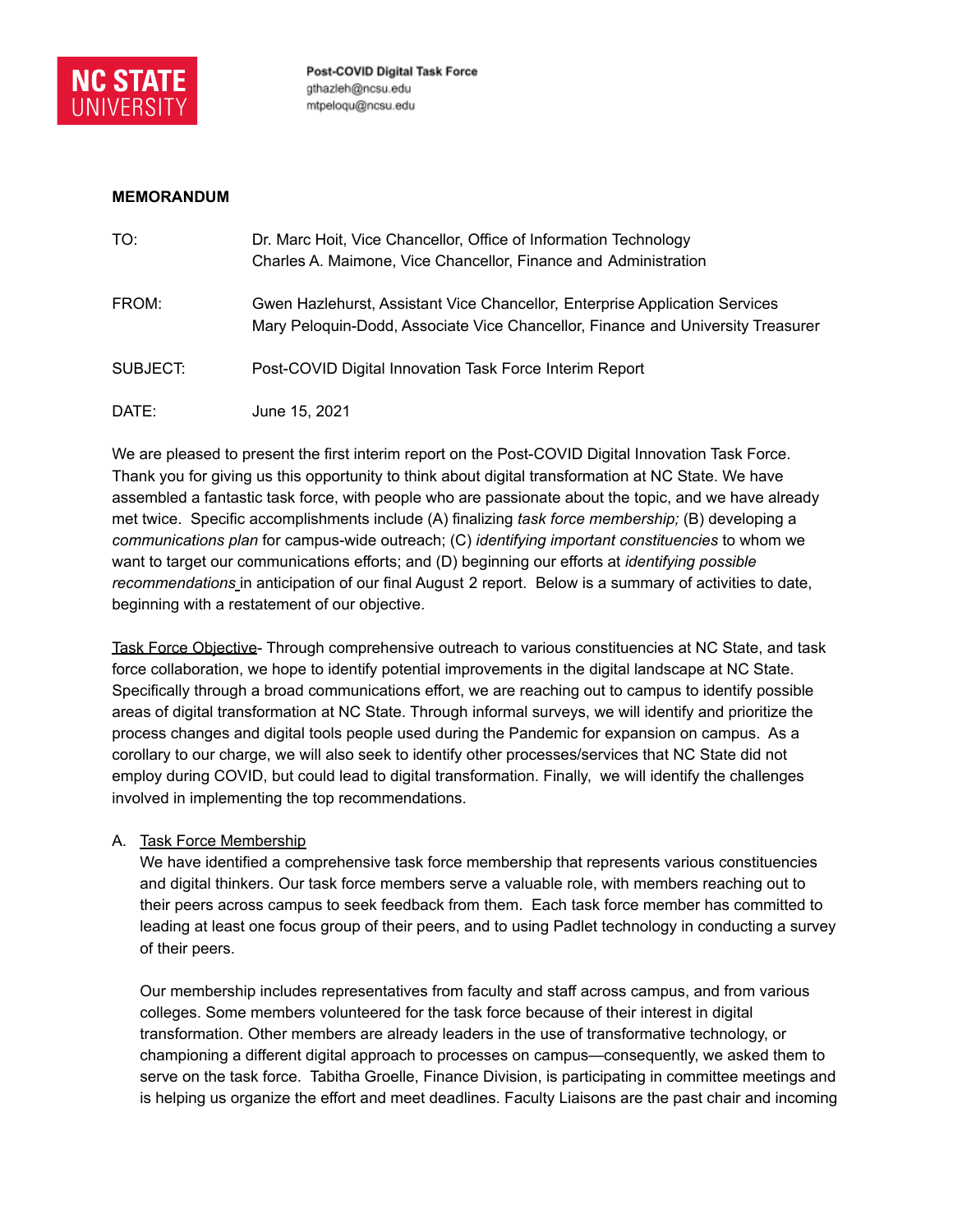**NC STATE UNIVERSITY**

**Post-COVID Digital Task Force**
gthazleh@ncsu.edu
mtpeloqu@ncsu.edu

**MEMORANDUM**

| | |
|---|---|
| TO: | Dr. Marc Hoit, Vice Chancellor, Office of Information Technology<br>Charles A. Maimone, Vice Chancellor, Finance and Administration |
| FROM: | Gwen Hazlehurst, Assistant Vice Chancellor, Enterprise Application Services<br>Mary Peloquin-Dodd, Associate Vice Chancellor, Finance and University Treasurer |
| SUBJECT: | Post-COVID Digital Innovation Task Force Interim Report |
| DATE: | June 15, 2021 |

We are pleased to present the first interim report on the Post-COVID Digital Innovation Task Force. Thank you for giving us this opportunity to think about digital transformation at NC State. We have assembled a fantastic task force, with people who are passionate about the topic, and we have already met twice. Specific accomplishments include (A) finalizing *task force membership;* (B) developing a *communications plan* for campus-wide outreach; (C) *identifying important constituencies* to whom we want to target our communications efforts; and (D) beginning our efforts at *identifying possible recommendations* in anticipation of our final August 2 report. Below is a summary of activities to date, beginning with a restatement of our objective.

Task Force Objective- Through comprehensive outreach to various constituencies at NC State, and task force collaboration, we hope to identify potential improvements in the digital landscape at NC State. Specifically through a broad communications effort, we are reaching out to campus to identify possible areas of digital transformation at NC State. Through informal surveys, we will identify and prioritize the process changes and digital tools people used during the Pandemic for expansion on campus. As a corollary to our charge, we will also seek to identify other processes/services that NC State did not employ during COVID, but could lead to digital transformation. Finally, we will identify the challenges involved in implementing the top recommendations.

A. Task Force Membership

We have identified a comprehensive task force membership that represents various constituencies and digital thinkers. Our task force members serve a valuable role, with members reaching out to their peers across campus to seek feedback from them. Each task force member has committed to leading at least one focus group of their peers, and to using Padlet technology in conducting a survey of their peers.

Our membership includes representatives from faculty and staff across campus, and from various colleges. Some members volunteered for the task force because of their interest in digital transformation. Other members are already leaders in the use of transformative technology, or championing a different digital approach to processes on campus—consequently, we asked them to serve on the task force. Tabitha Groelle, Finance Division, is participating in committee meetings and is helping us organize the effort and meet deadlines. Faculty Liaisons are the past chair and incoming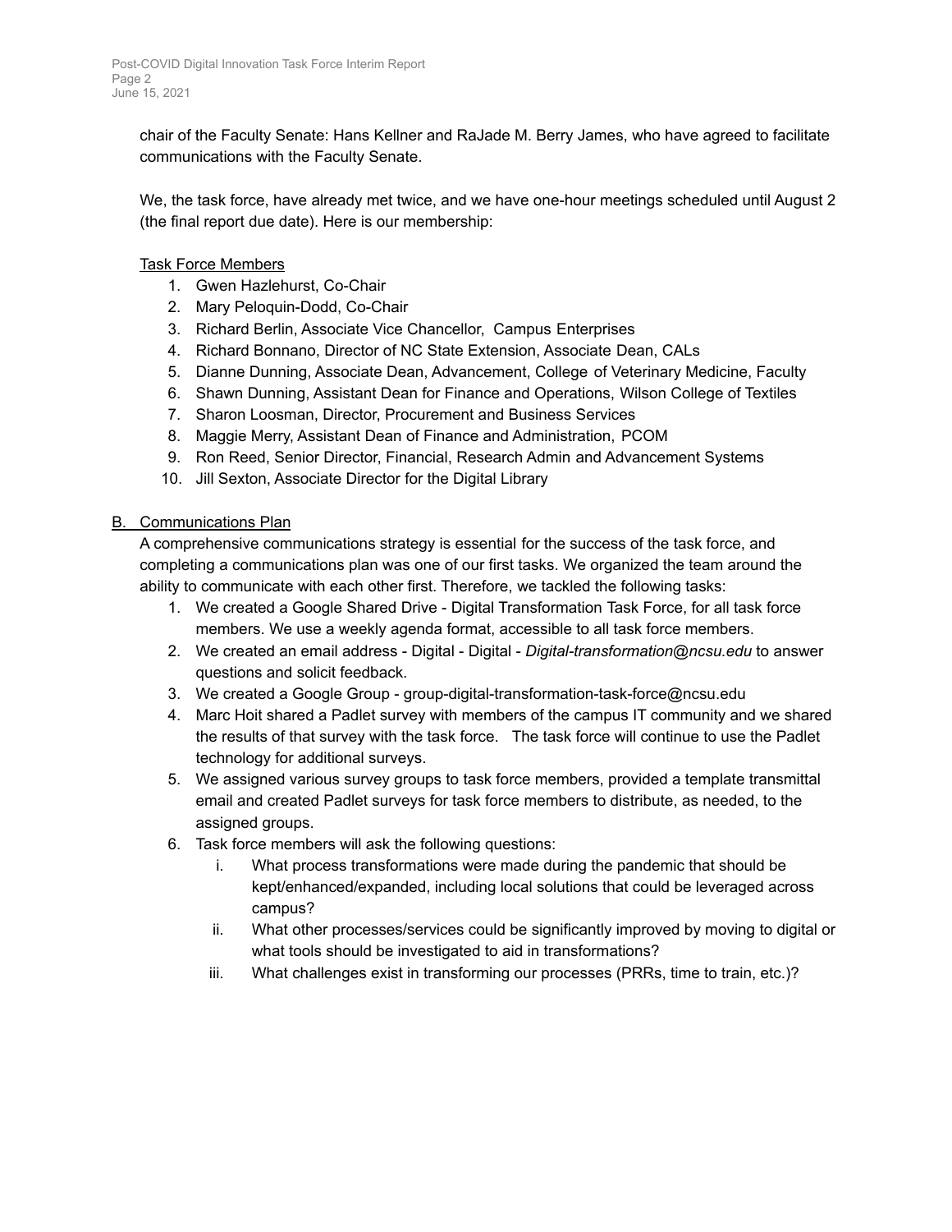chair of the Faculty Senate: Hans Kellner and RaJade M. Berry James, who have agreed to facilitate communications with the Faculty Senate.

We, the task force, have already met twice, and we have one-hour meetings scheduled until August 2 (the final report due date). Here is our membership:

Task Force Members

1. Gwen Hazlehurst, Co-Chair
2. Mary Peloquin-Dodd, Co-Chair
3. Richard Berlin, Associate Vice Chancellor, Campus Enterprises
4. Richard Bonnano, Director of NC State Extension, Associate Dean, CALs
5. Dianne Dunning, Associate Dean, Advancement, College of Veterinary Medicine, Faculty
6. Shawn Dunning, Assistant Dean for Finance and Operations, Wilson College of Textiles
7. Sharon Loosman, Director, Procurement and Business Services
8. Maggie Merry, Assistant Dean of Finance and Administration, PCOM
9. Ron Reed, Senior Director, Financial, Research Admin and Advancement Systems
10. Jill Sexton, Associate Director for the Digital Library

## B. Communications Plan

A comprehensive communications strategy is essential for the success of the task force, and completing a communications plan was one of our first tasks. We organized the team around the ability to communicate with each other first. Therefore, we tackled the following tasks:

1. We created a Google Shared Drive - Digital Transformation Task Force, for all task force members. We use a weekly agenda format, accessible to all task force members.
2. We created an email address - Digital - Digital - *Digital-transformation@ncsu.edu* to answer questions and solicit feedback.
3. We created a Google Group - group-digital-transformation-task-force@ncsu.edu
4. Marc Hoit shared a Padlet survey with members of the campus IT community and we shared the results of that survey with the task force. The task force will continue to use the Padlet technology for additional surveys.
5. We assigned various survey groups to task force members, provided a template transmittal email and created Padlet surveys for task force members to distribute, as needed, to the assigned groups.
6. Task force members will ask the following questions:
   i. What process transformations were made during the pandemic that should be kept/enhanced/expanded, including local solutions that could be leveraged across campus?
   ii. What other processes/services could be significantly improved by moving to digital or what tools should be investigated to aid in transformations?
   iii. What challenges exist in transforming our processes (PRRs, time to train, etc.)?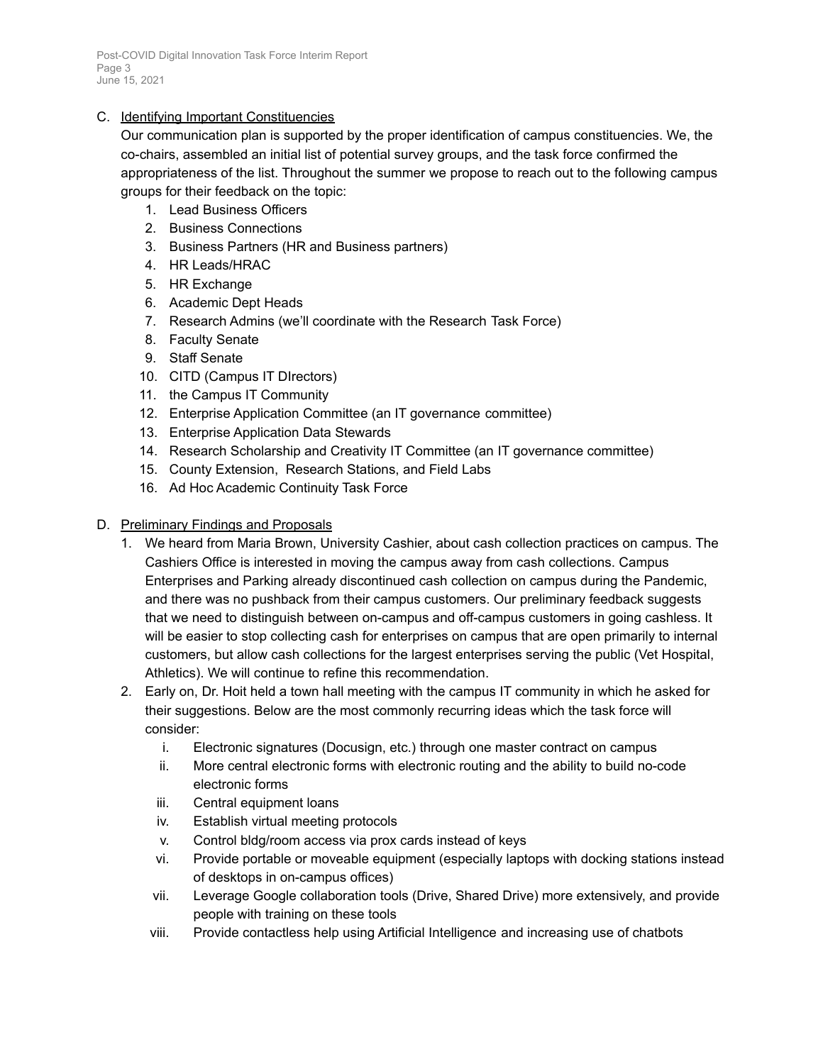C. Identifying Important Constituencies

Our communication plan is supported by the proper identification of campus constituencies. We, the co-chairs, assembled an initial list of potential survey groups, and the task force confirmed the appropriateness of the list. Throughout the summer we propose to reach out to the following campus groups for their feedback on the topic:

1. Lead Business Officers
2. Business Connections
3. Business Partners (HR and Business partners)
4. HR Leads/HRAC
5. HR Exchange
6. Academic Dept Heads
7. Research Admins (we'll coordinate with the Research Task Force)
8. Faculty Senate
9. Staff Senate
10. CITD (Campus IT DIrectors)
11. the Campus IT Community
12. Enterprise Application Committee (an IT governance committee)
13. Enterprise Application Data Stewards
14. Research Scholarship and Creativity IT Committee (an IT governance committee)
15. County Extension, Research Stations, and Field Labs
16. Ad Hoc Academic Continuity Task Force

D. Preliminary Findings and Proposals

1. We heard from Maria Brown, University Cashier, about cash collection practices on campus. The Cashiers Office is interested in moving the campus away from cash collections. Campus Enterprises and Parking already discontinued cash collection on campus during the Pandemic, and there was no pushback from their campus customers. Our preliminary feedback suggests that we need to distinguish between on-campus and off-campus customers in going cashless. It will be easier to stop collecting cash for enterprises on campus that are open primarily to internal customers, but allow cash collections for the largest enterprises serving the public (Vet Hospital, Athletics). We will continue to refine this recommendation.
2. Early on, Dr. Hoit held a town hall meeting with the campus IT community in which he asked for their suggestions. Below are the most commonly recurring ideas which the task force will consider:
   1. Electronic signatures (Docusign, etc.) through one master contract on campus
   2. More central electronic forms with electronic routing and the ability to build no-code electronic forms
   3. Central equipment loans
   4. Establish virtual meeting protocols
   5. Control bldg/room access via prox cards instead of keys
   6. Provide portable or moveable equipment (especially laptops with docking stations instead of desktops in on-campus offices)
   7. Leverage Google collaboration tools (Drive, Shared Drive) more extensively, and provide people with training on these tools
   8. Provide contactless help using Artificial Intelligence and increasing use of chatbots